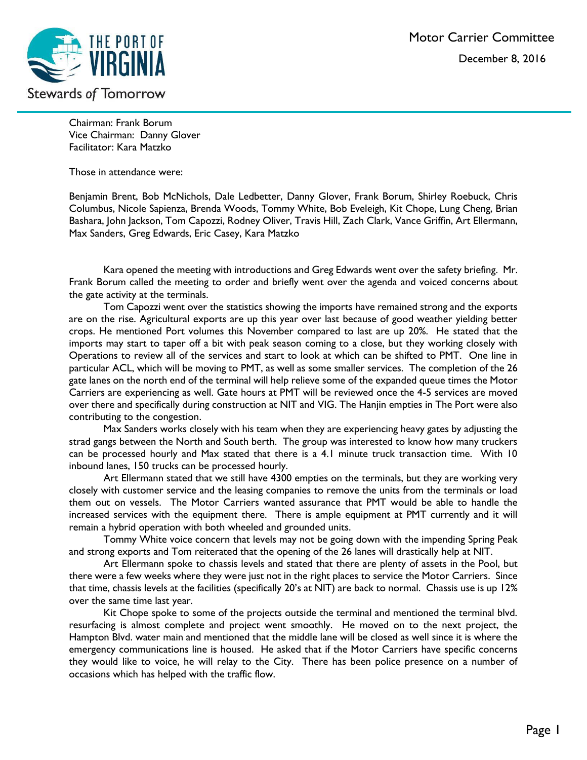# Motor Carrier Committee

December 8, 2016

Chairman: Frank Borum
Vice Chairman: Danny Glover
Facilitator: Kara Matzko

Those in attendance were:

Benjamin Brent, Bob McNichols, Dale Ledbetter, Danny Glover, Frank Borum, Shirley Roebuck, Chris Columbus, Nicole Sapienza, Brenda Woods, Tommy White, Bob Eveleigh, Kit Chope, Lung Cheng, Brian Bashara, John Jackson, Tom Capozzi, Rodney Oliver, Travis Hill, Zach Clark, Vance Griffin, Art Ellermann, Max Sanders, Greg Edwards, Eric Casey, Kara Matzko

Kara opened the meeting with introductions and Greg Edwards went over the safety briefing. Mr. Frank Borum called the meeting to order and briefly went over the agenda and voiced concerns about the gate activity at the terminals.

Tom Capozzi went over the statistics showing the imports have remained strong and the exports are on the rise. Agricultural exports are up this year over last because of good weather yielding better crops. He mentioned Port volumes this November compared to last are up 20%. He stated that the imports may start to taper off a bit with peak season coming to a close, but they working closely with Operations to review all of the services and start to look at which can be shifted to PMT. One line in particular ACL, which will be moving to PMT, as well as some smaller services. The completion of the 26 gate lanes on the north end of the terminal will help relieve some of the expanded queue times the Motor Carriers are experiencing as well. Gate hours at PMT will be reviewed once the 4-5 services are moved over there and specifically during construction at NIT and VIG. The Hanjin empties in The Port were also contributing to the congestion.

Max Sanders works closely with his team when they are experiencing heavy gates by adjusting the strad gangs between the North and South berth. The group was interested to know how many truckers can be processed hourly and Max stated that there is a 4.1 minute truck transaction time. With 10 inbound lanes, 150 trucks can be processed hourly.

Art Ellermann stated that we still have 4300 empties on the terminals, but they are working very closely with customer service and the leasing companies to remove the units from the terminals or load them out on vessels. The Motor Carriers wanted assurance that PMT would be able to handle the increased services with the equipment there. There is ample equipment at PMT currently and it will remain a hybrid operation with both wheeled and grounded units.

Tommy White voice concern that levels may not be going down with the impending Spring Peak and strong exports and Tom reiterated that the opening of the 26 lanes will drastically help at NIT.

Art Ellermann spoke to chassis levels and stated that there are plenty of assets in the Pool, but there were a few weeks where they were just not in the right places to service the Motor Carriers. Since that time, chassis levels at the facilities (specifically 20's at NIT) are back to normal. Chassis use is up 12% over the same time last year.

Kit Chope spoke to some of the projects outside the terminal and mentioned the terminal blvd. resurfacing is almost complete and project went smoothly. He moved on to the next project, the Hampton Blvd. water main and mentioned that the middle lane will be closed as well since it is where the emergency communications line is housed. He asked that if the Motor Carriers have specific concerns they would like to voice, he will relay to the City. There has been police presence on a number of occasions which has helped with the traffic flow.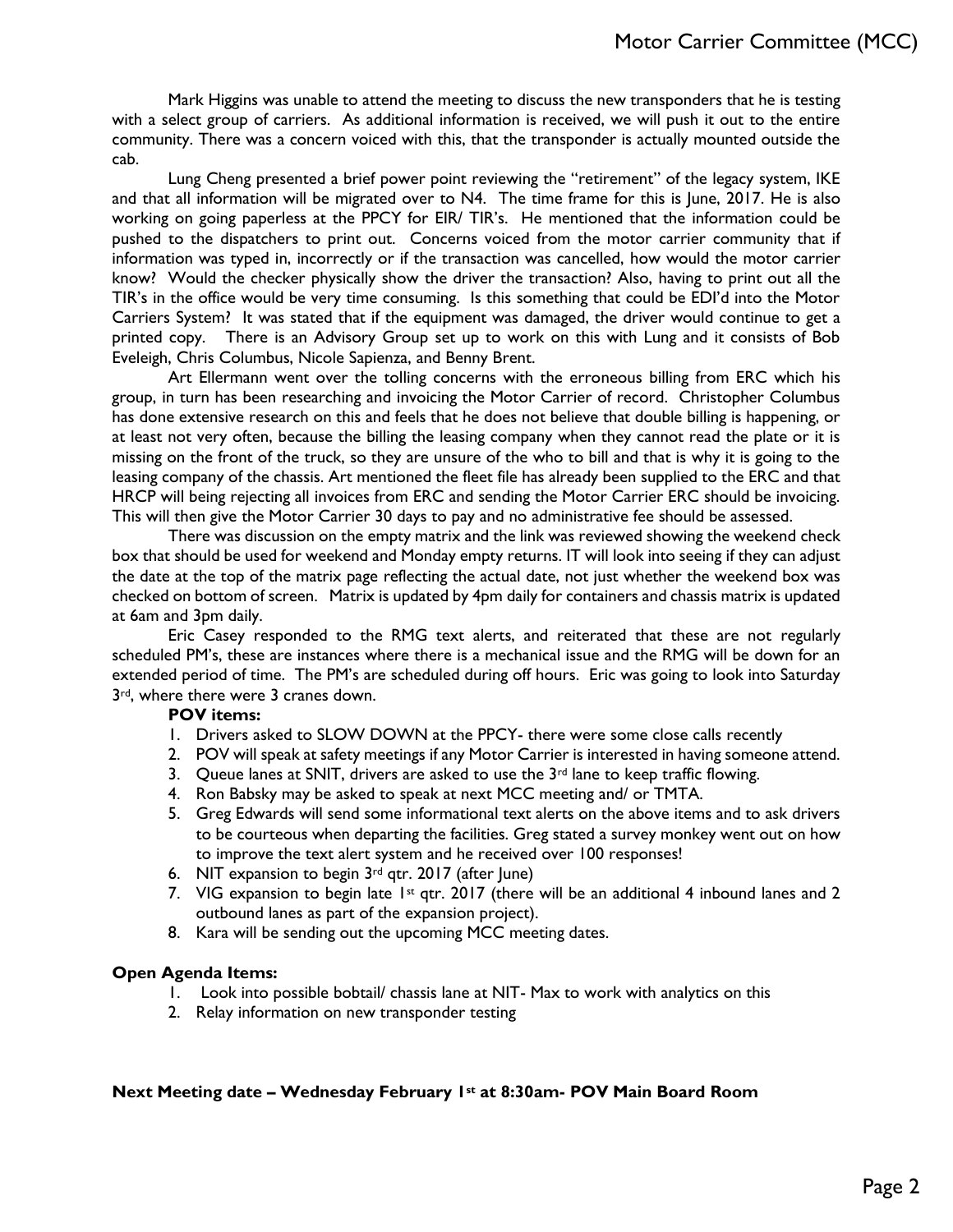Mark Higgins was unable to attend the meeting to discuss the new transponders that he is testing with a select group of carriers. As additional information is received, we will push it out to the entire community. There was a concern voiced with this, that the transponder is actually mounted outside the cab.

Lung Cheng presented a brief power point reviewing the "retirement" of the legacy system, IKE and that all information will be migrated over to N4. The time frame for this is June, 2017. He is also working on going paperless at the PPCY for EIR/ TIR's. He mentioned that the information could be pushed to the dispatchers to print out. Concerns voiced from the motor carrier community that if information was typed in, incorrectly or if the transaction was cancelled, how would the motor carrier know? Would the checker physically show the driver the transaction? Also, having to print out all the TIR's in the office would be very time consuming. Is this something that could be EDI'd into the Motor Carriers System? It was stated that if the equipment was damaged, the driver would continue to get a printed copy. There is an Advisory Group set up to work on this with Lung and it consists of Bob Eveleigh, Chris Columbus, Nicole Sapienza, and Benny Brent.

Art Ellermann went over the tolling concerns with the erroneous billing from ERC which his group, in turn has been researching and invoicing the Motor Carrier of record. Christopher Columbus has done extensive research on this and feels that he does not believe that double billing is happening, or at least not very often, because the billing the leasing company when they cannot read the plate or it is missing on the front of the truck, so they are unsure of the who to bill and that is why it is going to the leasing company of the chassis. Art mentioned the fleet file has already been supplied to the ERC and that HRCP will being rejecting all invoices from ERC and sending the Motor Carrier ERC should be invoicing. This will then give the Motor Carrier 30 days to pay and no administrative fee should be assessed.

There was discussion on the empty matrix and the link was reviewed showing the weekend check box that should be used for weekend and Monday empty returns. IT will look into seeing if they can adjust the date at the top of the matrix page reflecting the actual date, not just whether the weekend box was checked on bottom of screen. Matrix is updated by 4pm daily for containers and chassis matrix is updated at 6am and 3pm daily.

Eric Casey responded to the RMG text alerts, and reiterated that these are not regularly scheduled PM's, these are instances where there is a mechanical issue and the RMG will be down for an extended period of time. The PM's are scheduled during off hours. Eric was going to look into Saturday 3rd, where there were 3 cranes down.

**POV items:**

1. Drivers asked to SLOW DOWN at the PPCY- there were some close calls recently
2. POV will speak at safety meetings if any Motor Carrier is interested in having someone attend.
3. Queue lanes at SNIT, drivers are asked to use the 3rd lane to keep traffic flowing.
4. Ron Babsky may be asked to speak at next MCC meeting and/ or TMTA.
5. Greg Edwards will send some informational text alerts on the above items and to ask drivers to be courteous when departing the facilities. Greg stated a survey monkey went out on how to improve the text alert system and he received over 100 responses!
6. NIT expansion to begin 3rd qtr. 2017 (after June)
7. VIG expansion to begin late 1st qtr. 2017 (there will be an additional 4 inbound lanes and 2 outbound lanes as part of the expansion project).
8. Kara will be sending out the upcoming MCC meeting dates.

**Open Agenda Items:**

1. Look into possible bobtail/ chassis lane at NIT- Max to work with analytics on this
2. Relay information on new transponder testing

**Next Meeting date – Wednesday February 1st at 8:30am- POV Main Board Room**